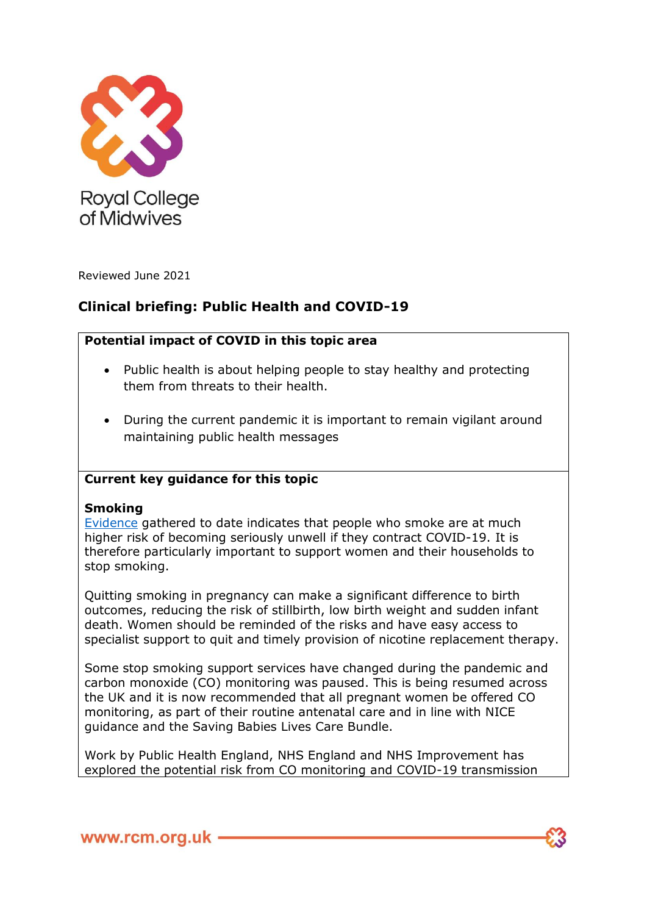Royal College of Midwives

Reviewed June 2021

# Clinical briefing: Public Health and COVID-19

## Potential impact of COVID in this topic area

- Public health is about helping people to stay healthy and protecting them from threats to their health.
- During the current pandemic it is important to remain vigilant around maintaining public health messages

## Current key guidance for this topic

### Smoking

Evidence gathered to date indicates that people who smoke are at much higher risk of becoming seriously unwell if they contract COVID-19. It is therefore particularly important to support women and their households to stop smoking.

Quitting smoking in pregnancy can make a significant difference to birth outcomes, reducing the risk of stillbirth, low birth weight and sudden infant death. Women should be reminded of the risks and have easy access to specialist support to quit and timely provision of nicotine replacement therapy.

Some stop smoking support services have changed during the pandemic and carbon monoxide (CO) monitoring was paused. This is being resumed across the UK and it is now recommended that all pregnant women be offered CO monitoring, as part of their routine antenatal care and in line with NICE guidance and the Saving Babies Lives Care Bundle.

Work by Public Health England, NHS England and NHS Improvement has explored the potential risk from CO monitoring and COVID-19 transmission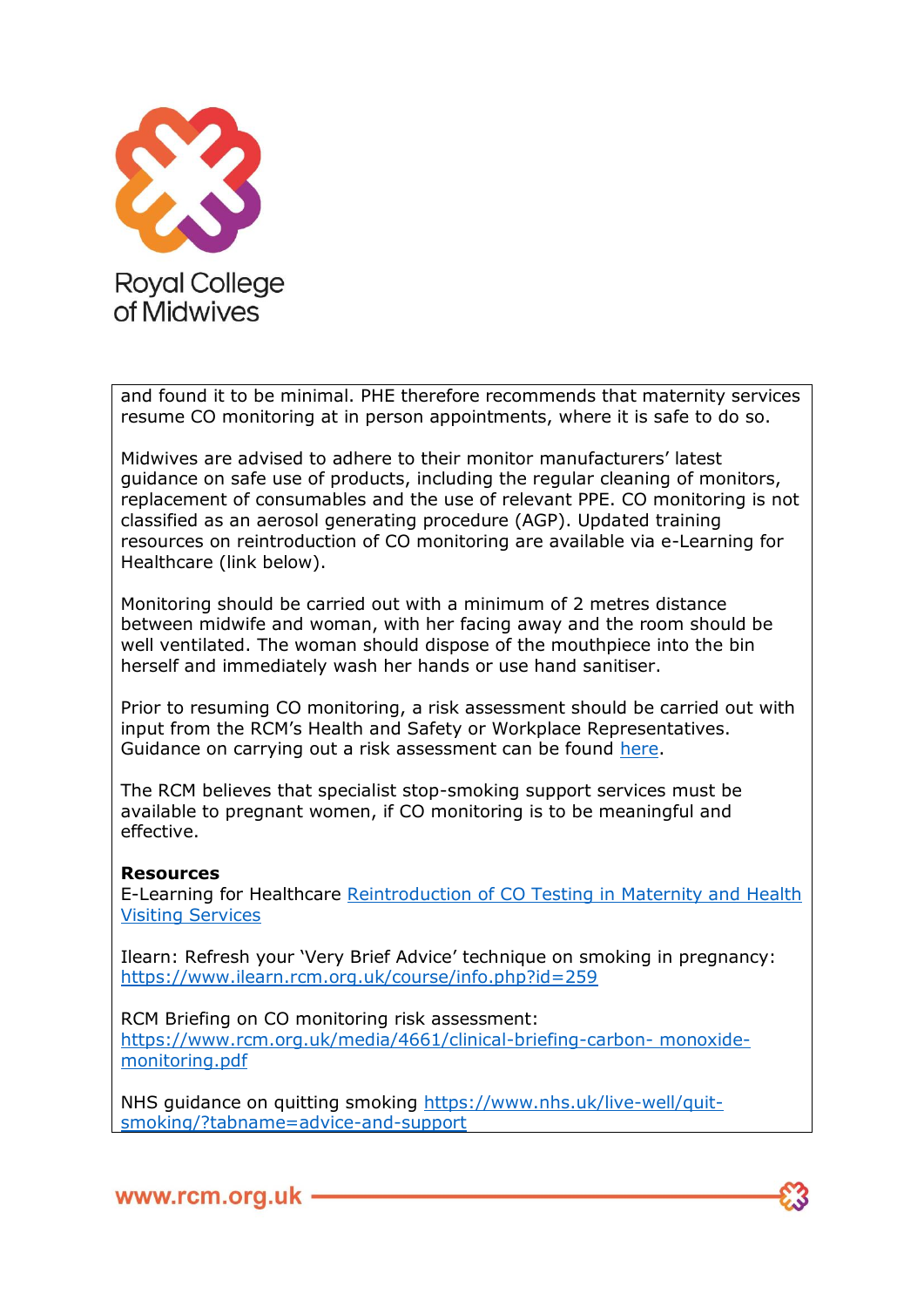and found it to be minimal. PHE therefore recommends that maternity services resume CO monitoring at in person appointments, where it is safe to do so.

Midwives are advised to adhere to their monitor manufacturers' latest guidance on safe use of products, including the regular cleaning of monitors, replacement of consumables and the use of relevant PPE. CO monitoring is not classified as an aerosol generating procedure (AGP). Updated training resources on reintroduction of CO monitoring are available via e-Learning for Healthcare (link below).

Monitoring should be carried out with a minimum of 2 metres distance between midwife and woman, with her facing away and the room should be well ventilated. The woman should dispose of the mouthpiece into the bin herself and immediately wash her hands or use hand sanitiser.

Prior to resuming CO monitoring, a risk assessment should be carried out with input from the RCM's Health and Safety or Workplace Representatives. Guidance on carrying out a risk assessment can be found here.

The RCM believes that specialist stop-smoking support services must be available to pregnant women, if CO monitoring is to be meaningful and effective.

**Resources**

E-Learning for Healthcare Reintroduction of CO Testing in Maternity and Health Visiting Services

Ilearn: Refresh your 'Very Brief Advice' technique on smoking in pregnancy: https://www.ilearn.rcm.org.uk/course/info.php?id=259

RCM Briefing on CO monitoring risk assessment: https://www.rcm.org.uk/media/4661/clinical-briefing-carbon- monoxide-monitoring.pdf

NHS guidance on quitting smoking https://www.nhs.uk/live-well/quit-smoking/?tabname=advice-and-support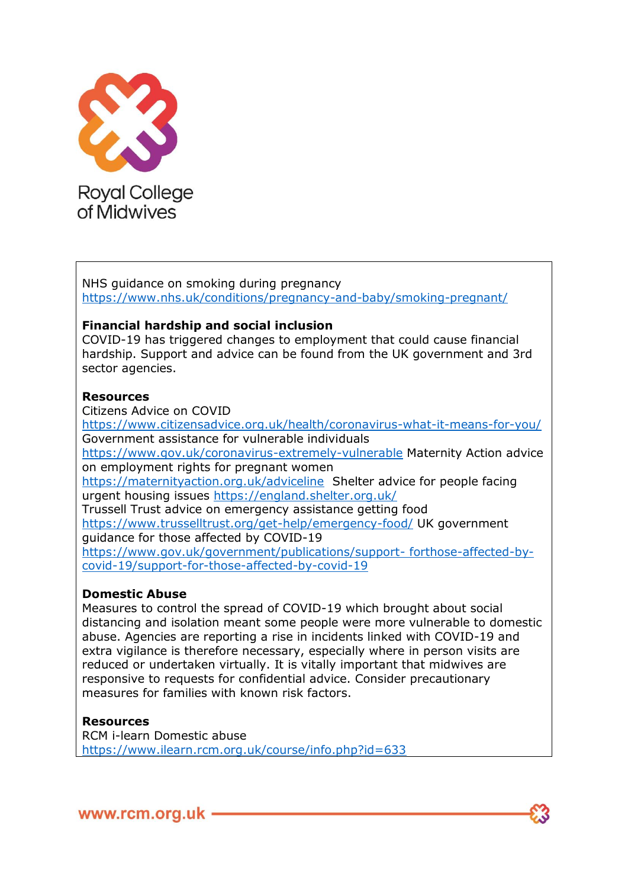NHS guidance on smoking during pregnancy
https://www.nhs.uk/conditions/pregnancy-and-baby/smoking-pregnant/

**Financial hardship and social inclusion**

COVID-19 has triggered changes to employment that could cause financial hardship. Support and advice can be found from the UK government and 3rd sector agencies.

**Resources**

Citizens Advice on COVID
https://www.citizensadvice.org.uk/health/coronavirus-what-it-means-for-you/
Government assistance for vulnerable individuals
https://www.gov.uk/coronavirus-extremely-vulnerable Maternity Action advice on employment rights for pregnant women
https://maternityaction.org.uk/adviceline Shelter advice for people facing urgent housing issues https://england.shelter.org.uk/
Trussell Trust advice on emergency assistance getting food
https://www.trusselltrust.org/get-help/emergency-food/ UK government guidance for those affected by COVID-19
https://www.gov.uk/government/publications/support- forthose-affected-by-covid-19/support-for-those-affected-by-covid-19

**Domestic Abuse**

Measures to control the spread of COVID-19 which brought about social distancing and isolation meant some people were more vulnerable to domestic abuse. Agencies are reporting a rise in incidents linked with COVID-19 and extra vigilance is therefore necessary, especially where in person visits are reduced or undertaken virtually. It is vitally important that midwives are responsive to requests for confidential advice. Consider precautionary measures for families with known risk factors.

**Resources**

RCM i-learn Domestic abuse
https://www.ilearn.rcm.org.uk/course/info.php?id=633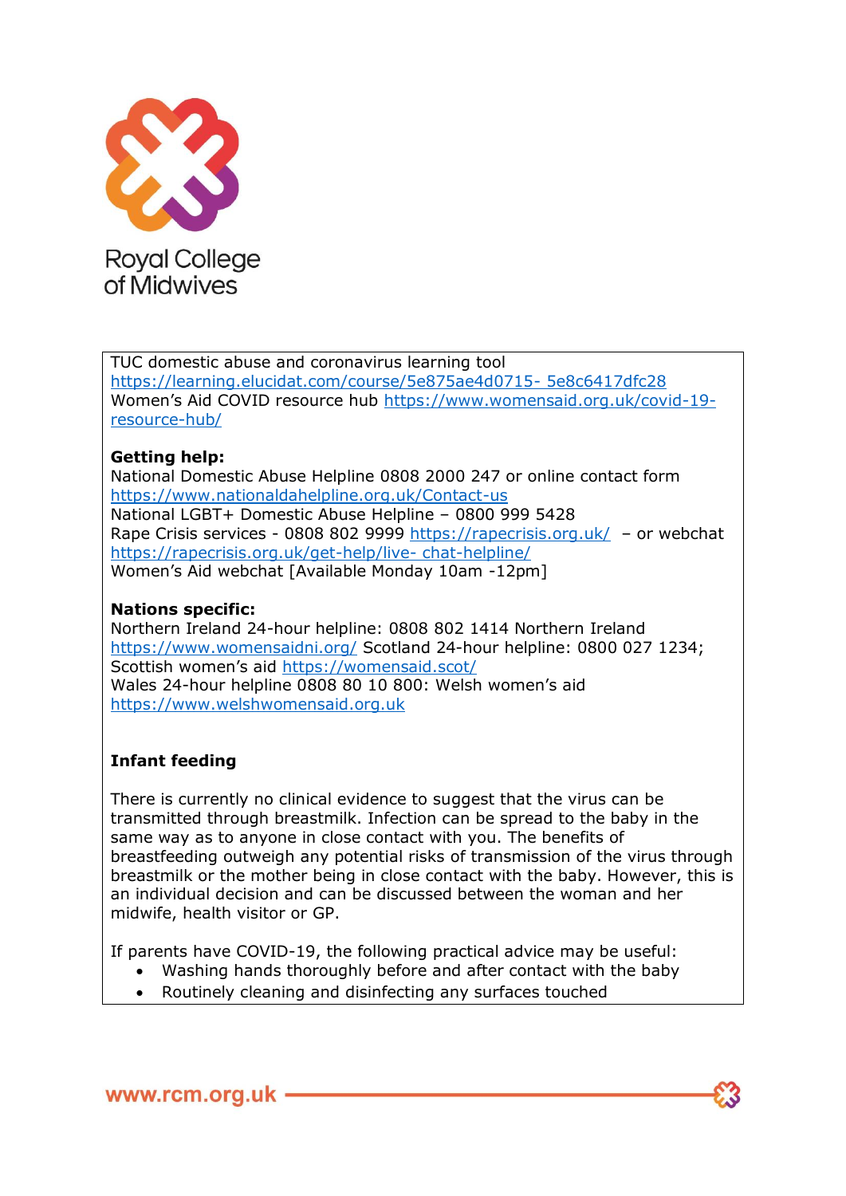TUC domestic abuse and coronavirus learning tool https://learning.elucidat.com/course/5e875ae4d0715- 5e8c6417dfc28
Women's Aid COVID resource hub https://www.womensaid.org.uk/covid-19-resource-hub/

**Getting help:**
National Domestic Abuse Helpline 0808 2000 247 or online contact form https://www.nationaldahelpline.org.uk/Contact-us
National LGBT+ Domestic Abuse Helpline – 0800 999 5428
Rape Crisis services - 0808 802 9999 https://rapecrisis.org.uk/ – or webchat https://rapecrisis.org.uk/get-help/live- chat-helpline/
Women's Aid webchat [Available Monday 10am -12pm]

**Nations specific:**
Northern Ireland 24-hour helpline: 0808 802 1414 Northern Ireland https://www.womensaidni.org/ Scotland 24-hour helpline: 0800 027 1234; Scottish women's aid https://womensaid.scot/
Wales 24-hour helpline 0808 80 10 800: Welsh women's aid https://www.welshwomensaid.org.uk

**Infant feeding**

There is currently no clinical evidence to suggest that the virus can be transmitted through breastmilk. Infection can be spread to the baby in the same way as to anyone in close contact with you. The benefits of breastfeeding outweigh any potential risks of transmission of the virus through breastmilk or the mother being in close contact with the baby. However, this is an individual decision and can be discussed between the woman and her midwife, health visitor or GP.

If parents have COVID-19, the following practical advice may be useful:

- Washing hands thoroughly before and after contact with the baby
- Routinely cleaning and disinfecting any surfaces touched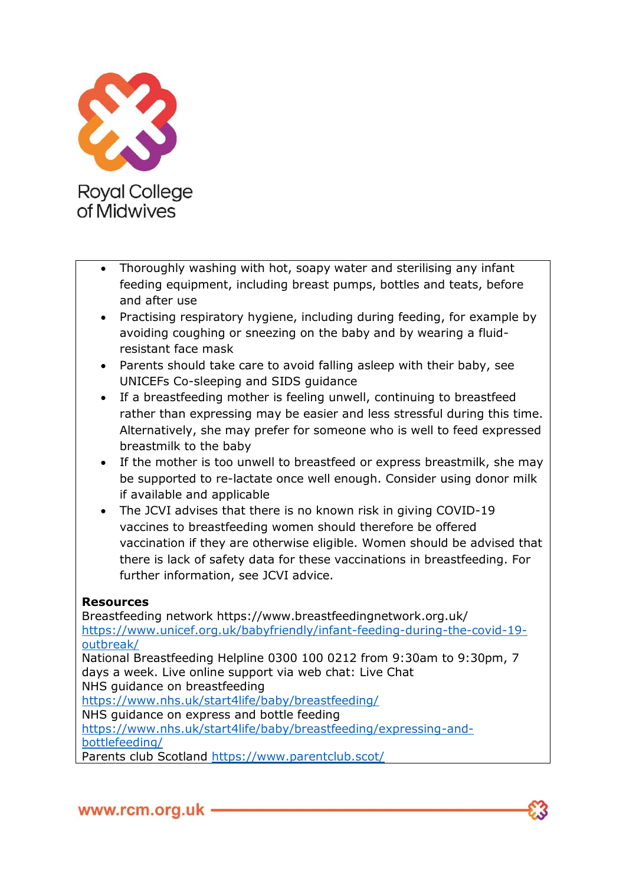- Thoroughly washing with hot, soapy water and sterilising any infant feeding equipment, including breast pumps, bottles and teats, before and after use
- Practising respiratory hygiene, including during feeding, for example by avoiding coughing or sneezing on the baby and by wearing a fluid-resistant face mask
- Parents should take care to avoid falling asleep with their baby, see UNICEFs Co-sleeping and SIDS guidance
- If a breastfeeding mother is feeling unwell, continuing to breastfeed rather than expressing may be easier and less stressful during this time. Alternatively, she may prefer for someone who is well to feed expressed breastmilk to the baby
- If the mother is too unwell to breastfeed or express breastmilk, she may be supported to re-lactate once well enough. Consider using donor milk if available and applicable
- The JCVI advises that there is no known risk in giving COVID-19 vaccines to breastfeeding women should therefore be offered vaccination if they are otherwise eligible. Women should be advised that there is lack of safety data for these vaccinations in breastfeeding. For further information, see JCVI advice.

**Resources**

Breastfeeding network https://www.breastfeedingnetwork.org.uk/
https://www.unicef.org.uk/babyfriendly/infant-feeding-during-the-covid-19-outbreak/
National Breastfeeding Helpline 0300 100 0212 from 9:30am to 9:30pm, 7 days a week. Live online support via web chat: Live Chat
NHS guidance on breastfeeding
https://www.nhs.uk/start4life/baby/breastfeeding/
NHS guidance on express and bottle feeding
https://www.nhs.uk/start4life/baby/breastfeeding/expressing-and-bottlefeeding/
Parents club Scotland https://www.parentclub.scot/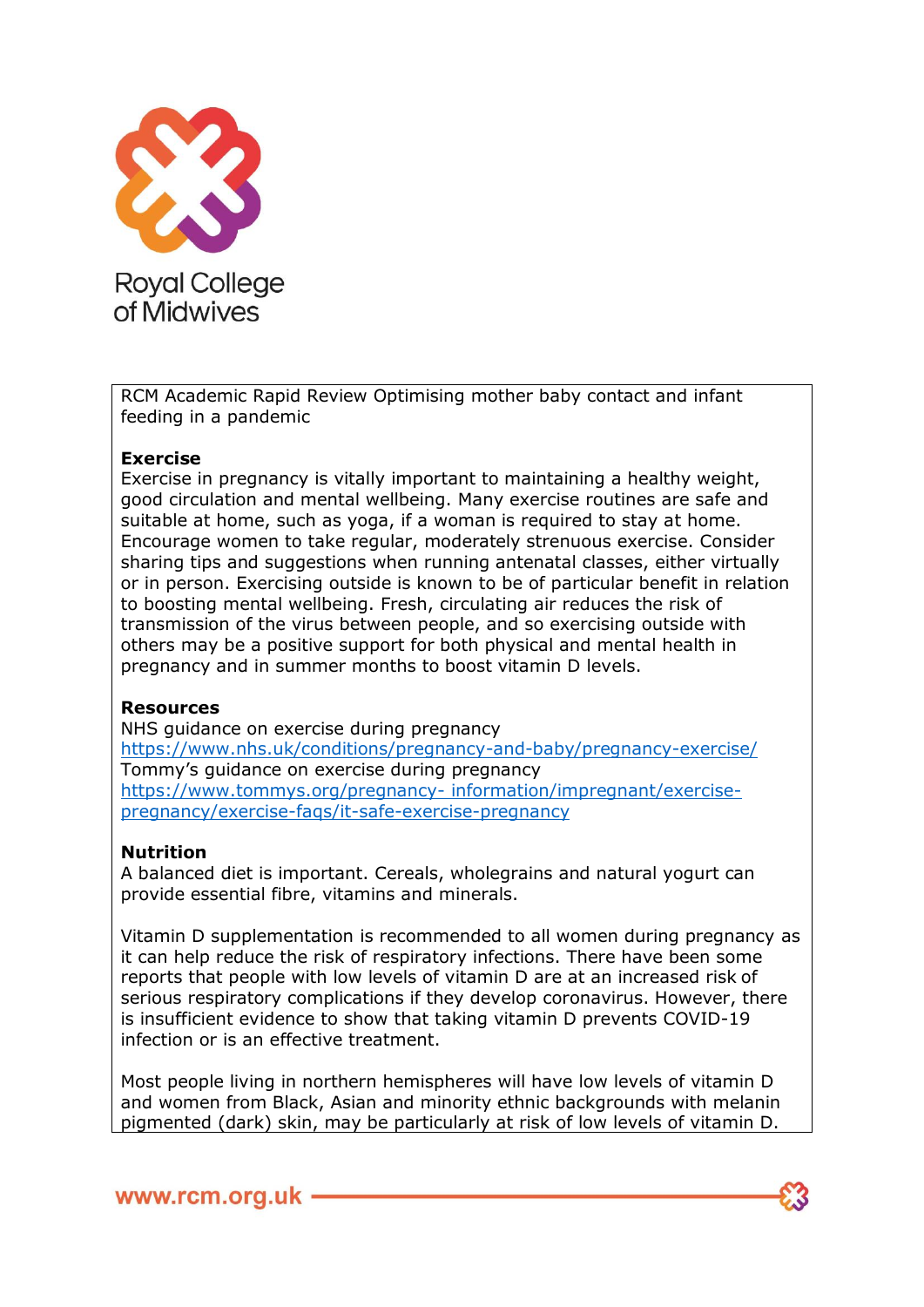Royal College of Midwives

RCM Academic Rapid Review Optimising mother baby contact and infant feeding in a pandemic

**Exercise**

Exercise in pregnancy is vitally important to maintaining a healthy weight, good circulation and mental wellbeing. Many exercise routines are safe and suitable at home, such as yoga, if a woman is required to stay at home. Encourage women to take regular, moderately strenuous exercise. Consider sharing tips and suggestions when running antenatal classes, either virtually or in person. Exercising outside is known to be of particular benefit in relation to boosting mental wellbeing. Fresh, circulating air reduces the risk of transmission of the virus between people, and so exercising outside with others may be a positive support for both physical and mental health in pregnancy and in summer months to boost vitamin D levels.

**Resources**

NHS guidance on exercise during pregnancy
https://www.nhs.uk/conditions/pregnancy-and-baby/pregnancy-exercise/
Tommy's guidance on exercise during pregnancy
https://www.tommys.org/pregnancy- information/impregnant/exercise-pregnancy/exercise-faqs/it-safe-exercise-pregnancy

**Nutrition**

A balanced diet is important. Cereals, wholegrains and natural yogurt can provide essential fibre, vitamins and minerals.

Vitamin D supplementation is recommended to all women during pregnancy as it can help reduce the risk of respiratory infections. There have been some reports that people with low levels of vitamin D are at an increased risk of serious respiratory complications if they develop coronavirus. However, there is insufficient evidence to show that taking vitamin D prevents COVID-19 infection or is an effective treatment.

Most people living in northern hemispheres will have low levels of vitamin D and women from Black, Asian and minority ethnic backgrounds with melanin pigmented (dark) skin, may be particularly at risk of low levels of vitamin D.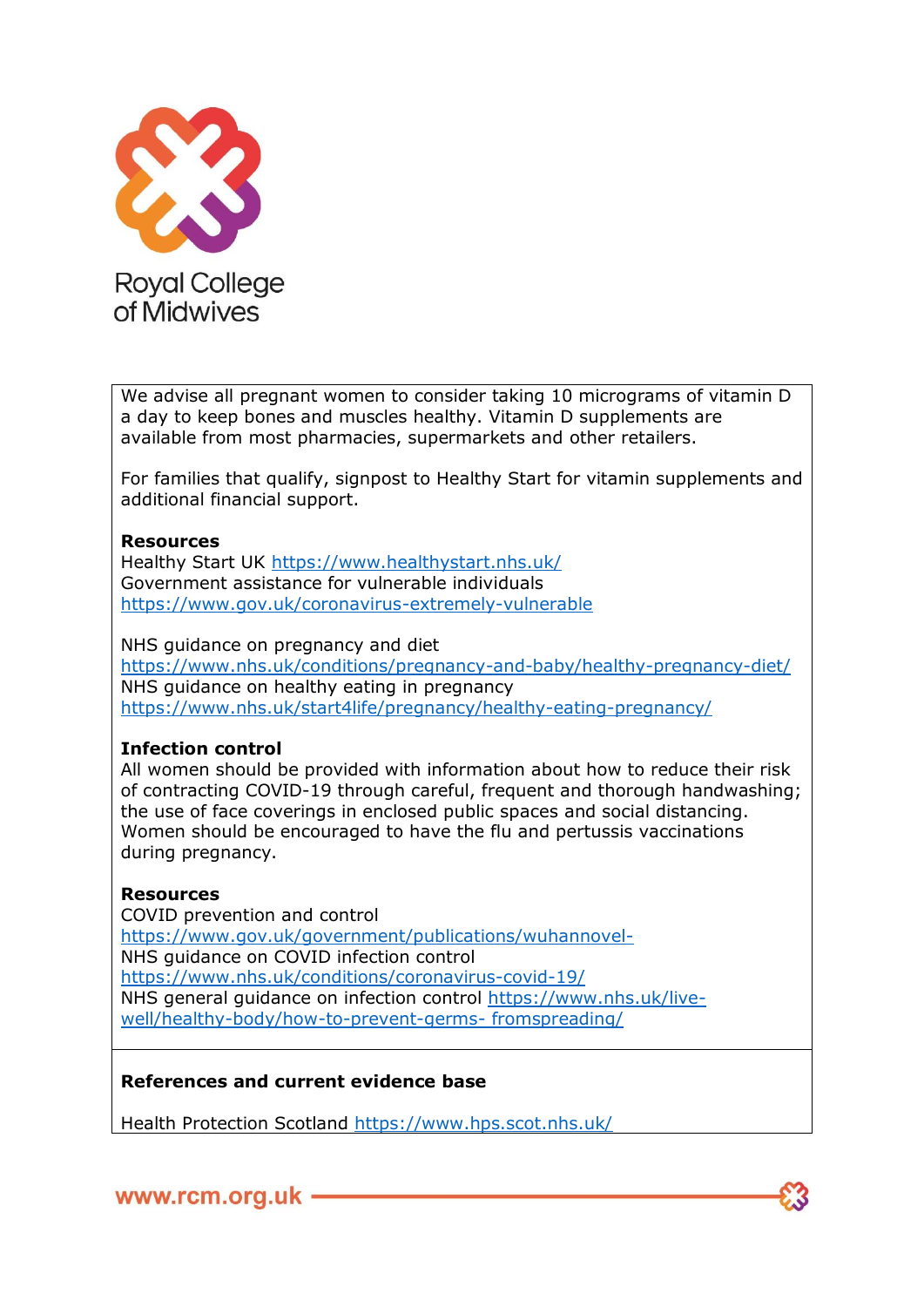We advise all pregnant women to consider taking 10 micrograms of vitamin D a day to keep bones and muscles healthy. Vitamin D supplements are available from most pharmacies, supermarkets and other retailers.

For families that qualify, signpost to Healthy Start for vitamin supplements and additional financial support.

**Resources**

Healthy Start UK https://www.healthystart.nhs.uk/
Government assistance for vulnerable individuals
https://www.gov.uk/coronavirus-extremely-vulnerable

NHS guidance on pregnancy and diet
https://www.nhs.uk/conditions/pregnancy-and-baby/healthy-pregnancy-diet/
NHS guidance on healthy eating in pregnancy
https://www.nhs.uk/start4life/pregnancy/healthy-eating-pregnancy/

**Infection control**

All women should be provided with information about how to reduce their risk of contracting COVID-19 through careful, frequent and thorough handwashing; the use of face coverings in enclosed public spaces and social distancing. Women should be encouraged to have the flu and pertussis vaccinations during pregnancy.

**Resources**

COVID prevention and control
https://www.gov.uk/government/publications/wuhannovel-
NHS guidance on COVID infection control
https://www.nhs.uk/conditions/coronavirus-covid-19/
NHS general guidance on infection control https://www.nhs.uk/live-well/healthy-body/how-to-prevent-germs- fromspreading/

**References and current evidence base**

Health Protection Scotland https://www.hps.scot.nhs.uk/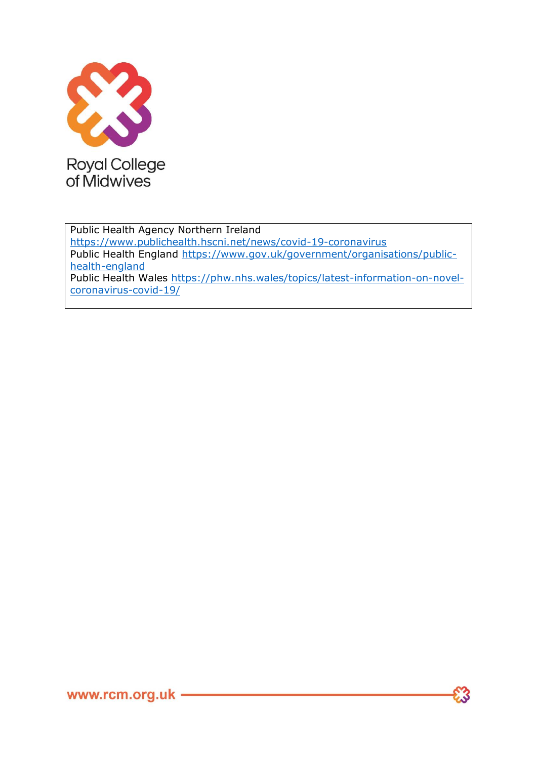Public Health Agency Northern Ireland
https://www.publichealth.hscni.net/news/covid-19-coronavirus
Public Health England https://www.gov.uk/government/organisations/public-health-england
Public Health Wales https://phw.nhs.wales/topics/latest-information-on-novel-coronavirus-covid-19/